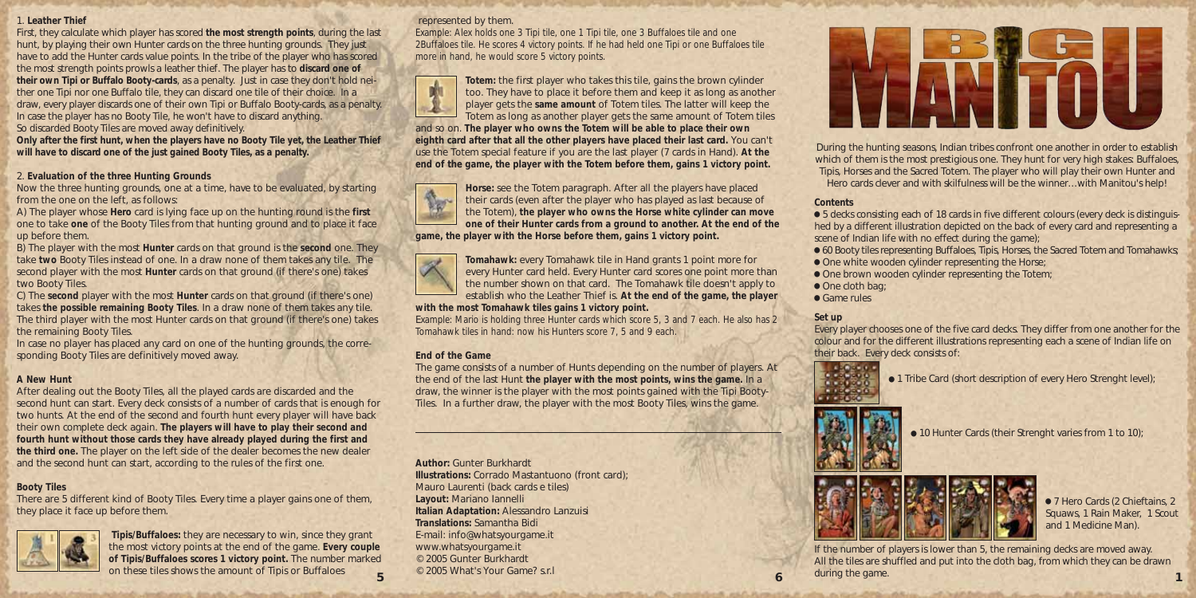1. **Leather Thief**

First, they calculate which player has scored **the most strength points**, during the last hunt, by playing their own Hunter cards on the three hunting grounds. They just have to add the Hunter cards value points. In the tribe of the player who has scored the most strength points prowls a leather thief. The player has to **discard one of their own Tipi or Buffalo Booty-cards**, as a penalty. Just in case they don't hold neither one Tipi nor one Buffalo tile, they can discard one tile of their choice. In a draw, every player discards one of their own Tipi or Buffalo Booty-cards, as a penalty. In case the player has no Booty Tile, he won't have to discard anything.
So discarded Booty Tiles are moved away definitively.

**Only after the first hunt, when the players have no Booty Tile yet, the Leather Thief will have to discard one of the just gained Booty Tiles, as a penalty.**

2. **Evaluation of the three Hunting Grounds**

Now the three hunting grounds, one at a time, have to be evaluated, by starting from the one on the left, as follows:

A) The player whose **Hero** card is lying face up on the hunting round is the **first** one to take **one** of the Booty Tiles from that hunting ground and to place it face up before them.

B) The player with the most **Hunter** cards on that ground is the **second** one. They take **two** Booty Tiles instead of one. In a draw none of them takes any tile. The second player with the most **Hunter** cards on that ground (if there's one) takes two Booty Tiles.

C) The **second** player with the most **Hunter** cards on that ground (if there's one) takes **the possible remaining Booty Tiles**. In a draw none of them takes any tile. The third player with the most Hunter cards on that ground (if there's one) takes the remaining Booty Tiles.

In case no player has placed any card on one of the hunting grounds, the corresponding Booty Tiles are definitively moved away.

**A New Hunt**

After dealing out the Booty Tiles, all the played cards are discarded and the second hunt can start. Every deck consists of a number of cards that is enough for two hunts. At the end of the second and fourth hunt every player will have back their own complete deck again. **The players will have to play their second and fourth hunt without those cards they have already played during the first and the third one.** The player on the left side of the dealer becomes the new dealer and the second hunt can start, according to the rules of the first one.

**Booty Tiles**

There are 5 different kind of Booty Tiles. Every time a player gains one of them, they place it face up before them.

**Tipis/Buffaloes:** they are necessary to win, since they grant the most victory points at the end of the game. **Every couple of Tipis/Buffaloes scores 1 victory point.** The number marked on these tiles shows the amount of Tipis or Buffaloes represented by them.

*Example: Alex holds one 3 Tipi tile, one 1 Tipi tile, one 3 Buffaloes tile and one 2Buffaloes tile. He scores 4 victory points. If he had held one Tipi or one Buffaloes tile more in hand, he would score 5 victory points.*

**Totem:** the first player who takes this tile, gains the brown cylinder too. They have to place it before them and keep it as long as another player gets the **same amount** of Totem tiles. The latter will keep the Totem as long as another player gets the same amount of Totem tiles and so on. **The player who owns the Totem will be able to place their own eighth card after that all the other players have placed their last card.** You can't use the Totem special feature if you are the last player (7 cards in Hand). **At the end of the game, the player with the Totem before them, gains 1 victory point.**

**Horse:** see the Totem paragraph. After all the players have placed their cards (even after the player who has played as last because of the Totem), **the player who owns the Horse white cylinder can move one of their Hunter cards from a ground to another. At the end of the game, the player with the Horse before them, gains 1 victory point.**

**Tomahawk:** every Tomahawk tile in Hand grants 1 point more for every Hunter card held. Every Hunter card scores one point more than the number shown on that card. The Tomahawk tile doesn't apply to establish who the Leather Thief is. **At the end of the game, the player with the most Tomahawk tiles gains 1 victory point.**

*Example: Mario is holding three Hunter cards which score 5, 3 and 7 each. He also has 2 Tomahawk tiles in hand: now his Hunters score 7, 5 and 9 each.*

**End of the Game**

The game consists of a number of Hunts depending on the number of players. At the end of the last Hunt **the player with the most points, wins the game.** In a draw, the winner is the player with the most points gained with the Tipi Booty-Tiles. In a further draw, the player with the most Booty Tiles, wins the game.

---

**Author:** Gunter Burkhardt
**Illustrations:** Corrado Mastantuono (front card); Mauro Laurenti (back cards e tiles)
**Layout:** Mariano Iannelli
**Italian Adaptation:** Alessandro Lanzuisi
**Translations:** Samantha Bidi
E-mail: info@whatsyourgame.it
www.whatsyourgame.it
© 2005 Gunter Burkhardt
© 2005 What's Your Game? s.r.l

# BIG MANITOU

During the hunting seasons, Indian tribes confront one another in order to establish which of them is the most prestigious one. They hunt for very high stakes: Buffaloes, Tipis, Horses and the Sacred Totem. The player who will play their own Hunter and Hero cards clever and with skilfulness will be the winner…with Manitou's help!

**Contents**

- 5 decks consisting each of 18 cards in five different colours (every deck is distinguished by a different illustration depicted on the back of every card and representing a scene of Indian life with no effect during the game);
- 60 Booty tiles representing Buffaloes, Tipis, Horses, the Sacred Totem and Tomahawks;
- One white wooden cylinder representing the Horse;
- One brown wooden cylinder representing the Totem;
- One cloth bag;
- Game rules

**Set up**

Every player chooses one of the five card decks. They differ from one another for the colour and for the different illustrations representing each a scene of Indian life on their back. Every deck consists of:

- 1 Tribe Card (short description of every Hero Strenght level);
- 10 Hunter Cards (their Strenght varies from 1 to 10);
- 7 Hero Cards (2 Chieftains, 2 Squaws, 1 Rain Maker, 1 Scout and 1 Medicine Man).

If the number of players is lower than 5, the remaining decks are moved away. All the tiles are shuffled and put into the cloth bag, from which they can be drawn during the game.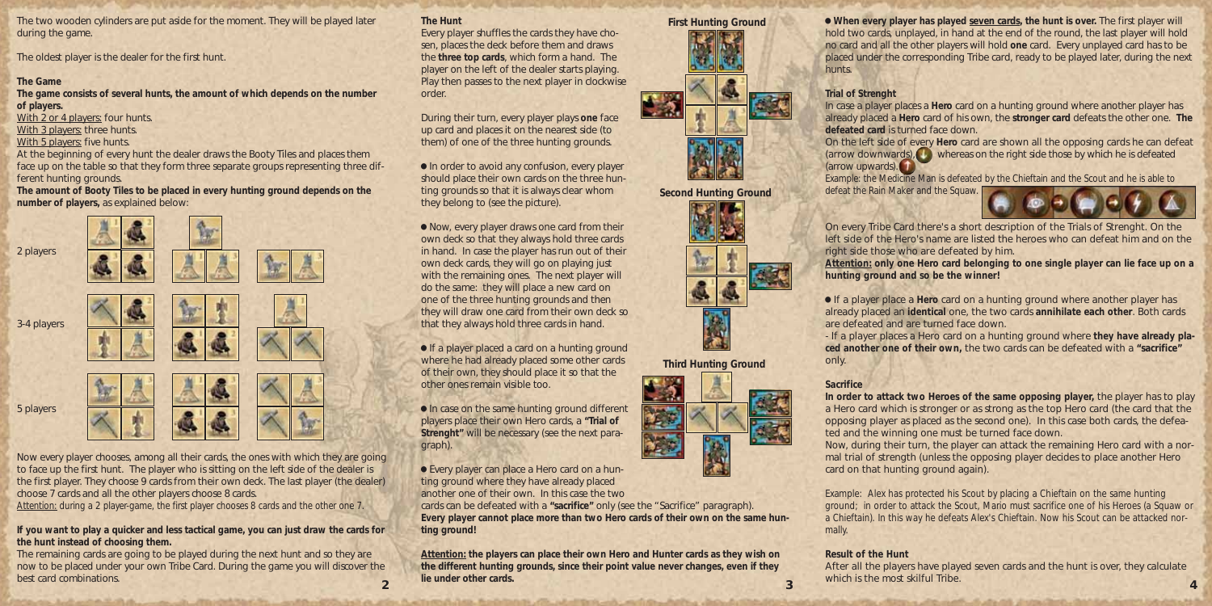The two wooden cylinders are put aside for the moment. They will be played later during the game.

The oldest player is the dealer for the first hunt.

### The Game

**The game consists of several hunts, the amount of which depends on the number of players.**

With 2 or 4 players: four hunts.
With 3 players: three hunts.
With 5 players: five hunts.

At the beginning of every hunt the dealer draws the Booty Tiles and places them face up on the table so that they form three separate groups representing three different hunting grounds.

**The amount of Booty Tiles to be placed in every hunting ground depends on the number of players,** as explained below:

2 players

3-4 players

5 players

Now every player chooses, among all their cards, the ones with which they are going to face up the first hunt. The player who is sitting on the left side of the dealer is the first player. They choose 9 cards from their own deck. The last player (the dealer) choose 7 cards and all the other players choose 8 cards.

*Attention: during a 2 player-game, the first player chooses 8 cards and the other one 7.*

**If you want to play a quicker and less tactical game, you can just draw the cards for the hunt instead of choosing them.**

The remaining cards are going to be played during the next hunt and so they are now to be placed under your own Tribe Card. During the game you will discover the best card combinations.

### The Hunt

Every player shuffles the cards they have chosen, places the deck before them and draws the **three top cards**, which form a hand. The player on the left of the dealer starts playing. Play then passes to the next player in clockwise order.

During their turn, every player plays **one** face up card and places it on the nearest side (to them) of one of the three hunting grounds.

- In order to avoid any confusion, every player should place their own cards on the three hunting grounds so that it is always clear whom they belong to (see the picture).
- Now, every player draws one card from their own deck so that they always hold three cards in hand. In case the player has run out of their own deck cards, they will go on playing just with the remaining ones. The next player will do the same: they will place a new card on one of the three hunting grounds and then they will draw one card from their own deck so that they always hold three cards in hand.
- If a player placed a card on a hunting ground where he had already placed some other cards of their own, they should place it so that the other ones remain visible too.
- In case on the same hunting ground different players place their own Hero cards, a **"Trial of Strenght"** will be necessary (see the next paragraph).
- Every player can place a Hero card on a hunting ground where they have already placed another one of their own. In this case the two cards can be defeated with a **"sacrifice"** only (see the "Sacrifice" paragraph).

**Every player cannot place more than two Hero cards of their own on the same hunting ground!**

**Attention: the players can place their own Hero and Hunter cards as they wish on the different hunting grounds, since their point value never changes, even if they lie under other cards.**

First Hunting Ground

Second Hunting Ground

Third Hunting Ground

- **When every player has played seven cards, the hunt is over.** The first player will hold two cards, unplayed, in hand at the end of the round, the last player will hold no card and all the other players will hold **one** card. Every unplayed card has to be placed under the corresponding Tribe card, ready to be played later, during the next hunts.

### Trial of Strenght

In case a player places a **Hero** card on a hunting ground where another player has already placed a **Hero** card of his own, the **stronger card** defeats the other one. **The defeated card** is turned face down.

On the left side of every **Hero** card are shown all the opposing cards he can defeat (arrow downwards), whereas on the right side those by which he is defeated (arrow upwards).

*Example: the Medicine Man is defeated by the Chieftain and the Scout and he is able to defeat the Rain Maker and the Squaw.*

On every Tribe Card there's a short description of the Trials of Strenght. On the left side of the Hero's name are listed the heroes who can defeat him and on the right side those who are defeated by him.

**Attention: only one Hero card belonging to one single player can lie face up on a hunting ground and so be the winner!**

- If a player place a **Hero** card on a hunting ground where another player has already placed an **identical** one, the two cards **annihilate each other**. Both cards are defeated and are turned face down.

- If a player places a Hero card on a hunting ground where **they have already placed another one of their own,** the two cards can be defeated with a **"sacrifice"** only.

### Sacrifice

**In order to attack two Heroes of the same opposing player,** the player has to play a Hero card which is stronger or as strong as the top Hero card (the card that the opposing player as placed as the second one). In this case both cards, the defeated and the winning one must be turned face down.

Now, during their turn, the player can attack the remaining Hero card with a normal trial of strength (unless the opposing player decides to place another Hero card on that hunting ground again).

*Example: Alex has protected his Scout by placing a Chieftain on the same hunting ground; in order to attack the Scout, Mario must sacrifice one of his Heroes (a Squaw or a Chieftain). In this way he defeats Alex's Chieftain. Now his Scout can be attacked normally.*

### Result of the Hunt

After all the players have played seven cards and the hunt is over, they calculate which is the most skilful Tribe.